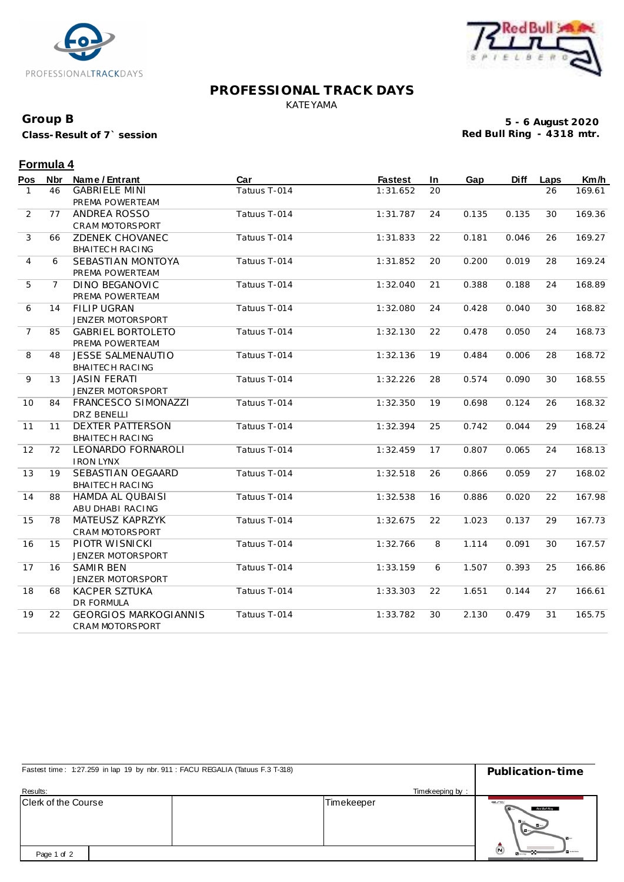# PROFESSIONAL TRACK DAYS

KATEYAMA

**Group B**

**Class-Result of 7` session**

**5 - 6 August 2020**
**Red Bull Ring - 4318 mtr.**

## Formula 4

| Pos | Nbr | Name / Entrant | Car | Fastest | In | Gap | Diff | Laps | Km/h |
|---|---|---|---|---|---|---|---|---|---|
| 1 | 46 | GABRIELE MINI<br>PREMA POWERTEAM | Tatuus T-014 | 1:31.652 | 20 | | | 26 | 169.61 |
| 2 | 77 | ANDREA ROSSO<br>CRAM MOTORSPORT | Tatuus T-014 | 1:31.787 | 24 | 0.135 | 0.135 | 30 | 169.36 |
| 3 | 66 | ZDENEK CHOVANEC<br>BHAITECH RACING | Tatuus T-014 | 1:31.833 | 22 | 0.181 | 0.046 | 26 | 169.27 |
| 4 | 6 | SEBASTIAN MONTOYA<br>PREMA POWERTEAM | Tatuus T-014 | 1:31.852 | 20 | 0.200 | 0.019 | 28 | 169.24 |
| 5 | 7 | DINO BEGANOVIC<br>PREMA POWERTEAM | Tatuus T-014 | 1:32.040 | 21 | 0.388 | 0.188 | 24 | 168.89 |
| 6 | 14 | FILIP UGRAN<br>JENZER MOTORSPORT | Tatuus T-014 | 1:32.080 | 24 | 0.428 | 0.040 | 30 | 168.82 |
| 7 | 85 | GABRIEL BORTOLETO<br>PREMA POWERTEAM | Tatuus T-014 | 1:32.130 | 22 | 0.478 | 0.050 | 24 | 168.73 |
| 8 | 48 | JESSE SALMENAUTIO<br>BHAITECH RACING | Tatuus T-014 | 1:32.136 | 19 | 0.484 | 0.006 | 28 | 168.72 |
| 9 | 13 | JASIN FERATI<br>JENZER MOTORSPORT | Tatuus T-014 | 1:32.226 | 28 | 0.574 | 0.090 | 30 | 168.55 |
| 10 | 84 | FRANCESCO SIMONAZZI<br>DRZ BENELLI | Tatuus T-014 | 1:32.350 | 19 | 0.698 | 0.124 | 26 | 168.32 |
| 11 | 11 | DEXTER PATTERSON<br>BHAITECH RACING | Tatuus T-014 | 1:32.394 | 25 | 0.742 | 0.044 | 29 | 168.24 |
| 12 | 72 | LEONARDO FORNAROLI<br>IRON LYNX | Tatuus T-014 | 1:32.459 | 17 | 0.807 | 0.065 | 24 | 168.13 |
| 13 | 19 | SEBASTIAN OEGAARD<br>BHAITECH RACING | Tatuus T-014 | 1:32.518 | 26 | 0.866 | 0.059 | 27 | 168.02 |
| 14 | 88 | HAMDA AL QUBAISI<br>ABU DHABI RACING | Tatuus T-014 | 1:32.538 | 16 | 0.886 | 0.020 | 22 | 167.98 |
| 15 | 78 | MATEUSZ KAPRZYK<br>CRAM MOTORSPORT | Tatuus T-014 | 1:32.675 | 22 | 1.023 | 0.137 | 29 | 167.73 |
| 16 | 15 | PIOTR WISNICKI<br>JENZER MOTORSPORT | Tatuus T-014 | 1:32.766 | 8 | 1.114 | 0.091 | 30 | 167.57 |
| 17 | 16 | SAMIR BEN<br>JENZER MOTORSPORT | Tatuus T-014 | 1:33.159 | 6 | 1.507 | 0.393 | 25 | 166.86 |
| 18 | 68 | KACPER SZTUKA<br>DR FORMULA | Tatuus T-014 | 1:33.303 | 22 | 1.651 | 0.144 | 27 | 166.61 |
| 19 | 22 | GEORGIOS MARKOGIANNIS<br>CRAM MOTORSPORT | Tatuus T-014 | 1:33.782 | 30 | 2.130 | 0.479 | 31 | 165.75 |

Fastest time : 1:27.259 in lap 19 by nbr. 911 : FACU REGALIA (Tatuus F.3 T-318)

**Publication-time**

Results: Timekeeping by :

| Clerk of the Course | | Timekeeper |
|---|---|---|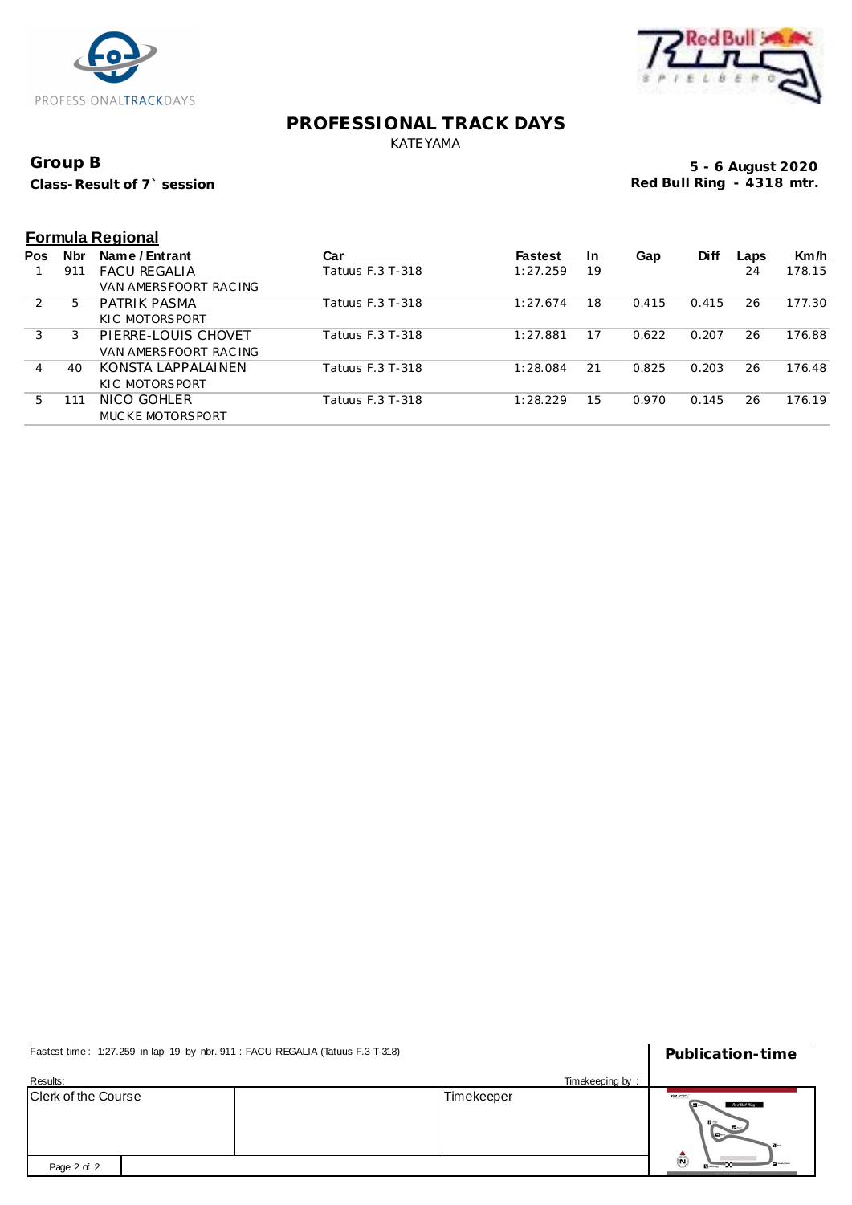# PROFESSIONAL TRACK DAYS

KATEYAMA

**Group B**

**Class-Result of 7` session**

**5 - 6 August 2020**

**Red Bull Ring - 4318 mtr.**

## Formula Regional

| Pos | Nbr | Name / Entrant | Car | Fastest | In | Gap | Diff | Laps | Km/h |
|---|---|---|---|---|---|---|---|---|---|
| 1 | 911 | FACU REGALIA<br>VAN AMERSFOORT RACING | Tatuus F.3 T-318 | 1:27.259 | 19 | | | 24 | 178.15 |
| 2 | 5 | PATRIK PASMA<br>KIC MOTORSPORT | Tatuus F.3 T-318 | 1:27.674 | 18 | 0.415 | 0.415 | 26 | 177.30 |
| 3 | 3 | PIERRE-LOUIS CHOVET<br>VAN AMERSFOORT RACING | Tatuus F.3 T-318 | 1:27.881 | 17 | 0.622 | 0.207 | 26 | 176.88 |
| 4 | 40 | KONSTA LAPPALAINEN<br>KIC MOTORSPORT | Tatuus F.3 T-318 | 1:28.084 | 21 | 0.825 | 0.203 | 26 | 176.48 |
| 5 | 111 | NICO GOHLER<br>MUCKE MOTORSPORT | Tatuus F.3 T-318 | 1:28.229 | 15 | 0.970 | 0.145 | 26 | 176.19 |

Fastest time : 1:27.259 in lap 19 by nbr. 911 : FACU REGALIA (Tatuus F.3 T-318)

**Publication-time**

Results:

Timekeeping by :

| Clerk of the Course | | Timekeeper |
|---|---|---|